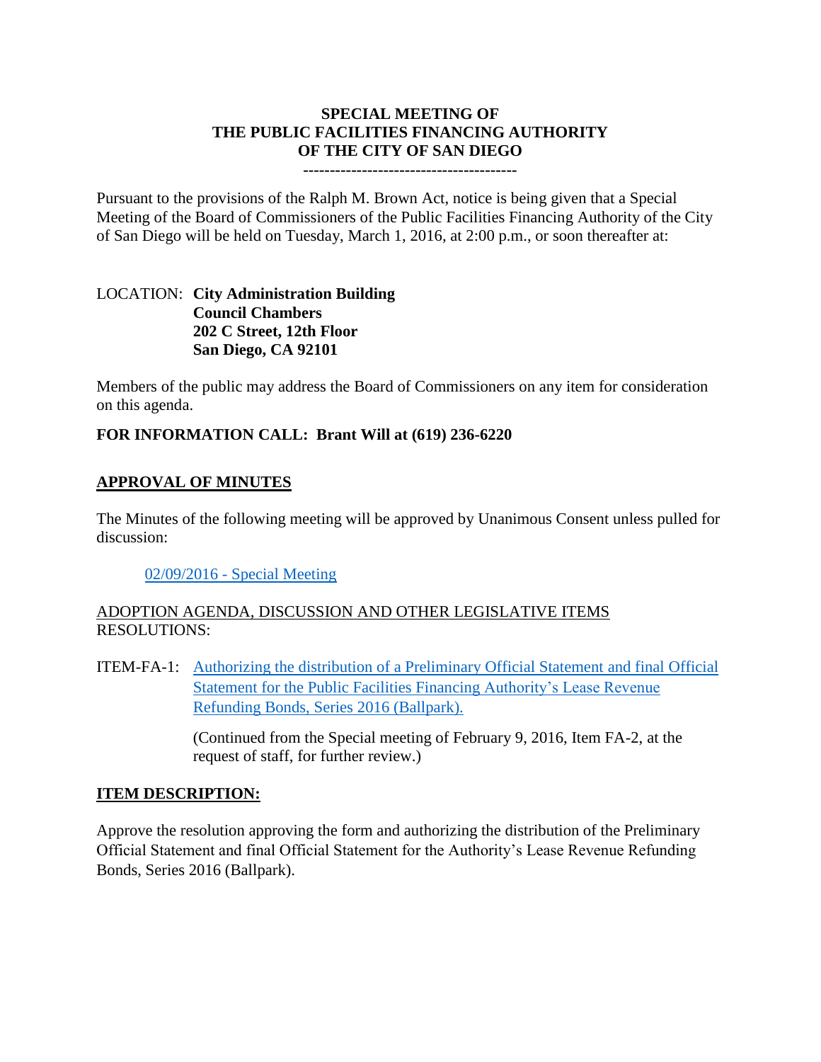# SPECIAL MEETING OF THE PUBLIC FACILITIES FINANCING AUTHORITY OF THE CITY OF SAN DIEGO

---------------------------------------

Pursuant to the provisions of the Ralph M. Brown Act, notice is being given that a Special Meeting of the Board of Commissioners of the Public Facilities Financing Authority of the City of San Diego will be held on Tuesday, March 1, 2016, at 2:00 p.m., or soon thereafter at:

LOCATION: **City Administration Building**
**Council Chambers**
**202 C Street, 12th Floor**
**San Diego, CA 92101**

Members of the public may address the Board of Commissioners on any item for consideration on this agenda.

**FOR INFORMATION CALL: Brant Will at (619) 236-6220**

## APPROVAL OF MINUTES

The Minutes of the following meeting will be approved by Unanimous Consent unless pulled for discussion:

02/09/2016 - Special Meeting

ADOPTION AGENDA, DISCUSSION AND OTHER LEGISLATIVE ITEMS
RESOLUTIONS:

ITEM-FA-1: Authorizing the distribution of a Preliminary Official Statement and final Official Statement for the Public Facilities Financing Authority's Lease Revenue Refunding Bonds, Series 2016 (Ballpark).

(Continued from the Special meeting of February 9, 2016, Item FA-2, at the request of staff, for further review.)

## ITEM DESCRIPTION:

Approve the resolution approving the form and authorizing the distribution of the Preliminary Official Statement and final Official Statement for the Authority's Lease Revenue Refunding Bonds, Series 2016 (Ballpark).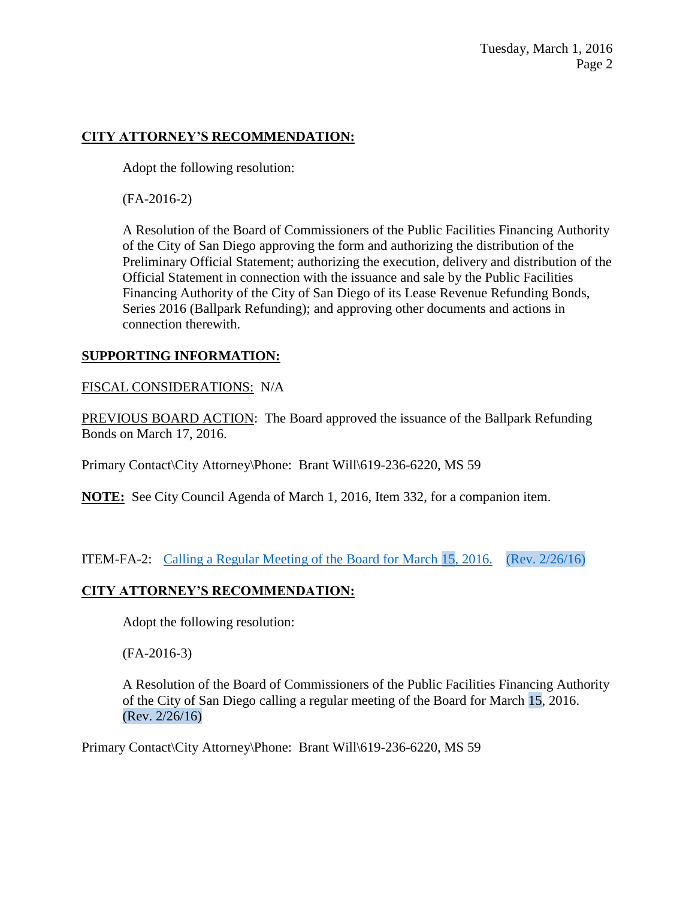**CITY ATTORNEY'S RECOMMENDATION:**

Adopt the following resolution:

(FA-2016-2)

A Resolution of the Board of Commissioners of the Public Facilities Financing Authority of the City of San Diego approving the form and authorizing the distribution of the Preliminary Official Statement; authorizing the execution, delivery and distribution of the Official Statement in connection with the issuance and sale by the Public Facilities Financing Authority of the City of San Diego of its Lease Revenue Refunding Bonds, Series 2016 (Ballpark Refunding); and approving other documents and actions in connection therewith.

**SUPPORTING INFORMATION:**

FISCAL CONSIDERATIONS: N/A

PREVIOUS BOARD ACTION: The Board approved the issuance of the Ballpark Refunding Bonds on March 17, 2016.

Primary Contact\City Attorney\Phone: Brant Will\619-236-6220, MS 59

**NOTE:** See City Council Agenda of March 1, 2016, Item 332, for a companion item.

ITEM-FA-2: Calling a Regular Meeting of the Board for March 15, 2016. (Rev. 2/26/16)

**CITY ATTORNEY'S RECOMMENDATION:**

Adopt the following resolution:

(FA-2016-3)

A Resolution of the Board of Commissioners of the Public Facilities Financing Authority of the City of San Diego calling a regular meeting of the Board for March 15, 2016. (Rev. 2/26/16)

Primary Contact\City Attorney\Phone: Brant Will\619-236-6220, MS 59